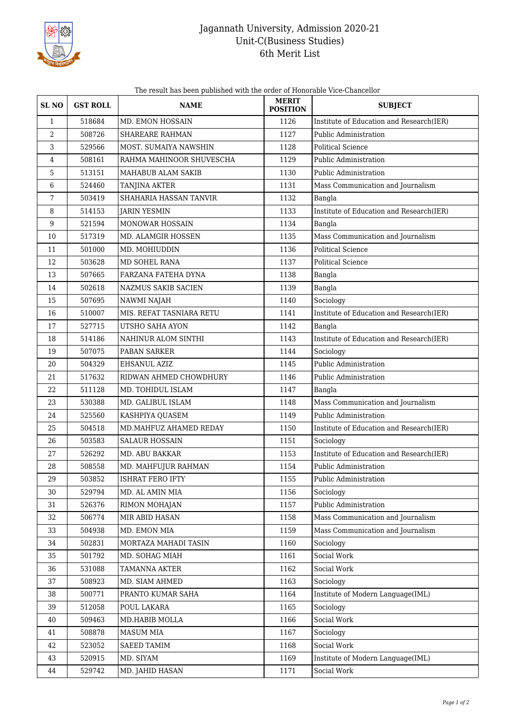# Jagannath University, Admission 2020-21
## Unit-C(Business Studies)
## 6th Merit List

The result has been published with the order of Honorable Vice-Chancellor

| SL NO | GST ROLL | NAME | MERIT POSITION | SUBJECT |
|---|---|---|---|---|
| 1 | 518684 | MD. EMON HOSSAIN | 1126 | Institute of Education and Research(IER) |
| 2 | 508726 | SHAREARE RAHMAN | 1127 | Public Administration |
| 3 | 529566 | MOST. SUMAIYA NAWSHIN | 1128 | Political Science |
| 4 | 508161 | RAHMA MAHINOOR SHUVESCHA | 1129 | Public Administration |
| 5 | 513151 | MAHABUB ALAM SAKIB | 1130 | Public Administration |
| 6 | 524460 | TANJINA AKTER | 1131 | Mass Communication and Journalism |
| 7 | 503419 | SHAHARIA HASSAN TANVIR | 1132 | Bangla |
| 8 | 514153 | JARIN YESMIN | 1133 | Institute of Education and Research(IER) |
| 9 | 521594 | MONOWAR HOSSAIN | 1134 | Bangla |
| 10 | 517319 | MD. ALAMGIR HOSSEN | 1135 | Mass Communication and Journalism |
| 11 | 501000 | MD. MOHIUDDIN | 1136 | Political Science |
| 12 | 503628 | MD SOHEL RANA | 1137 | Political Science |
| 13 | 507665 | FARZANA FATEHA DYNA | 1138 | Bangla |
| 14 | 502618 | NAZMUS SAKIB SACIEN | 1139 | Bangla |
| 15 | 507695 | NAWMI NAJAH | 1140 | Sociology |
| 16 | 510007 | MIS. REFAT TASNIARA RETU | 1141 | Institute of Education and Research(IER) |
| 17 | 527715 | UTSHO SAHA AYON | 1142 | Bangla |
| 18 | 514186 | NAHINUR ALOM SINTHI | 1143 | Institute of Education and Research(IER) |
| 19 | 507075 | PABAN SARKER | 1144 | Sociology |
| 20 | 504329 | EHSANUL AZIZ | 1145 | Public Administration |
| 21 | 517632 | RIDWAN AHMED CHOWDHURY | 1146 | Public Administration |
| 22 | 511128 | MD. TOHIDUL ISLAM | 1147 | Bangla |
| 23 | 530388 | MD. GALIBUL ISLAM | 1148 | Mass Communication and Journalism |
| 24 | 525560 | KASHPIYA QUASEM | 1149 | Public Administration |
| 25 | 504518 | MD.MAHFUZ AHAMED REDAY | 1150 | Institute of Education and Research(IER) |
| 26 | 503583 | SALAUR HOSSAIN | 1151 | Sociology |
| 27 | 526292 | MD. ABU BAKKAR | 1153 | Institute of Education and Research(IER) |
| 28 | 508558 | MD. MAHFUJUR RAHMAN | 1154 | Public Administration |
| 29 | 503852 | ISHRAT FERO IFTY | 1155 | Public Administration |
| 30 | 529794 | MD. AL AMIN MIA | 1156 | Sociology |
| 31 | 526376 | RIMON MOHAJAN | 1157 | Public Administration |
| 32 | 506774 | MIR ABID HASAN | 1158 | Mass Communication and Journalism |
| 33 | 504938 | MD. EMON MIA | 1159 | Mass Communication and Journalism |
| 34 | 502831 | MORTAZA MAHADI TASIN | 1160 | Sociology |
| 35 | 501792 | MD. SOHAG MIAH | 1161 | Social Work |
| 36 | 531088 | TAMANNA AKTER | 1162 | Social Work |
| 37 | 508923 | MD. SIAM AHMED | 1163 | Sociology |
| 38 | 500771 | PRANTO KUMAR SAHA | 1164 | Institute of Modern Language(IML) |
| 39 | 512058 | POUL LAKARA | 1165 | Sociology |
| 40 | 509463 | MD.HABIB MOLLA | 1166 | Social Work |
| 41 | 508878 | MASUM MIA | 1167 | Sociology |
| 42 | 523052 | SAEED TAMIM | 1168 | Social Work |
| 43 | 520915 | MD. SIYAM | 1169 | Institute of Modern Language(IML) |
| 44 | 529742 | MD. JAHID HASAN | 1171 | Social Work |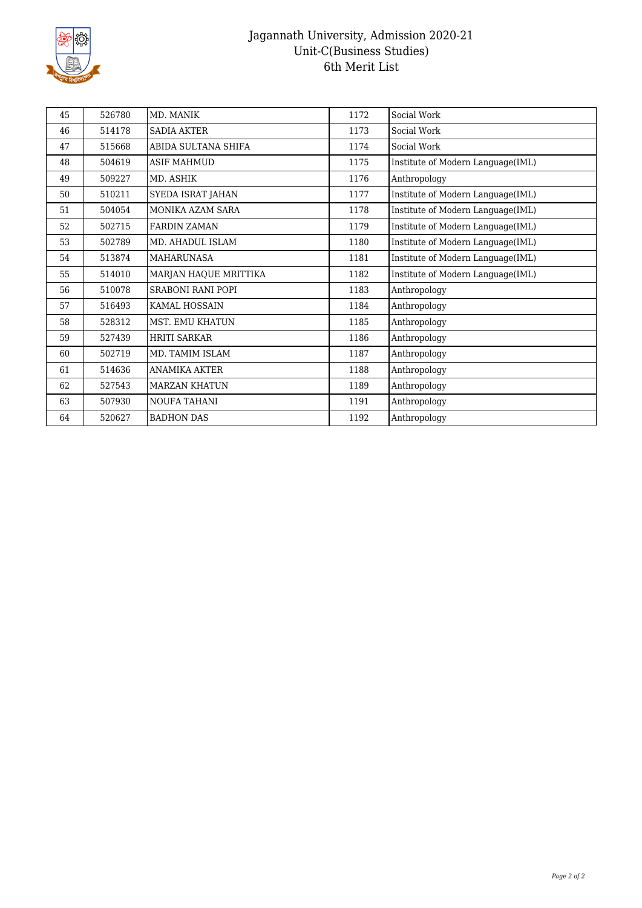# Jagannath University, Admission 2020-21
## Unit-C(Business Studies)
## 6th Merit List

| | | | | |
|---|---|---|---|---|
| 45 | 526780 | MD. MANIK | 1172 | Social Work |
| 46 | 514178 | SADIA AKTER | 1173 | Social Work |
| 47 | 515668 | ABIDA SULTANA SHIFA | 1174 | Social Work |
| 48 | 504619 | ASIF MAHMUD | 1175 | Institute of Modern Language(IML) |
| 49 | 509227 | MD. ASHIK | 1176 | Anthropology |
| 50 | 510211 | SYEDA ISRAT JAHAN | 1177 | Institute of Modern Language(IML) |
| 51 | 504054 | MONIKA AZAM SARA | 1178 | Institute of Modern Language(IML) |
| 52 | 502715 | FARDIN ZAMAN | 1179 | Institute of Modern Language(IML) |
| 53 | 502789 | MD. AHADUL ISLAM | 1180 | Institute of Modern Language(IML) |
| 54 | 513874 | MAHARUNASA | 1181 | Institute of Modern Language(IML) |
| 55 | 514010 | MARJAN HAQUE MRITTIKA | 1182 | Institute of Modern Language(IML) |
| 56 | 510078 | SRABONI RANI POPI | 1183 | Anthropology |
| 57 | 516493 | KAMAL HOSSAIN | 1184 | Anthropology |
| 58 | 528312 | MST. EMU KHATUN | 1185 | Anthropology |
| 59 | 527439 | HRITI SARKAR | 1186 | Anthropology |
| 60 | 502719 | MD. TAMIM ISLAM | 1187 | Anthropology |
| 61 | 514636 | ANAMIKA AKTER | 1188 | Anthropology |
| 62 | 527543 | MARZAN KHATUN | 1189 | Anthropology |
| 63 | 507930 | NOUFA TAHANI | 1191 | Anthropology |
| 64 | 520627 | BADHON DAS | 1192 | Anthropology |